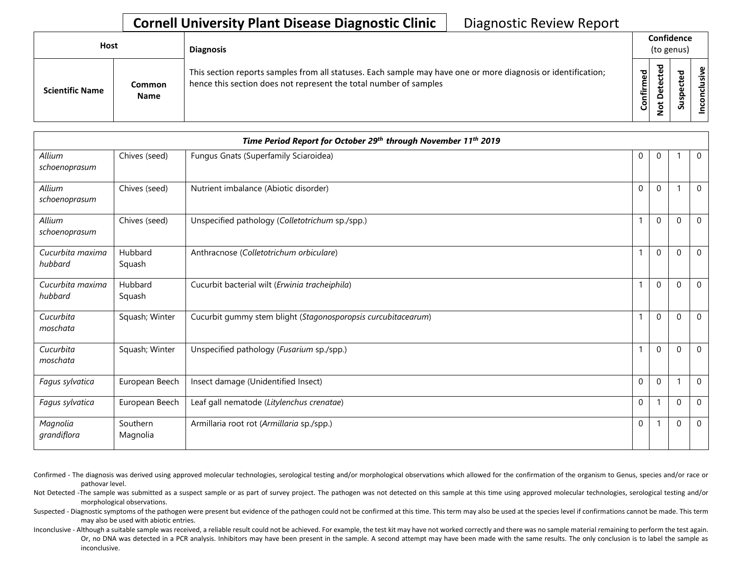# Cornell University Plant Disease Diagnostic Clinic — Diagnostic Review Report

| Host | | Diagnosis | Confidence (to genus) | | | |
|---|---|---|---|---|---|---|
| Scientific Name | Common Name | This section reports samples from all statuses. Each sample may have one or more diagnosis or identification; hence this section does not represent the total number of samples | Confirmed | Not Detected | Suspected | Inconclusive |
| *Time Period Report for October 29th through November 11th 2019* | | | | | | |
| *Allium schoenoprasum* | Chives (seed) | Fungus Gnats (Superfamily Sciaroidea) | 0 | 0 | 1 | 0 |
| *Allium schoenoprasum* | Chives (seed) | Nutrient imbalance (Abiotic disorder) | 0 | 0 | 1 | 0 |
| *Allium schoenoprasum* | Chives (seed) | Unspecified pathology (*Colletotrichum* sp./spp.) | 1 | 0 | 0 | 0 |
| *Cucurbita maxima hubbard* | Hubbard Squash | Anthracnose (*Colletotrichum orbiculare*) | 1 | 0 | 0 | 0 |
| *Cucurbita maxima hubbard* | Hubbard Squash | Cucurbit bacterial wilt (*Erwinia tracheiphila*) | 1 | 0 | 0 | 0 |
| *Cucurbita moschata* | Squash; Winter | Cucurbit gummy stem blight (*Stagonosporopsis curcubitacearum*) | 1 | 0 | 0 | 0 |
| *Cucurbita moschata* | Squash; Winter | Unspecified pathology (*Fusarium* sp./spp.) | 1 | 0 | 0 | 0 |
| *Fagus sylvatica* | European Beech | Insect damage (Unidentified Insect) | 0 | 0 | 1 | 0 |
| *Fagus sylvatica* | European Beech | Leaf gall nematode (*Litylenchus crenatae*) | 0 | 1 | 0 | 0 |
| *Magnolia grandiflora* | Southern Magnolia | Armillaria root rot (*Armillaria* sp./spp.) | 0 | 1 | 0 | 0 |

Confirmed - The diagnosis was derived using approved molecular technologies, serological testing and/or morphological observations which allowed for the confirmation of the organism to Genus, species and/or race or pathovar level.

Not Detected -The sample was submitted as a suspect sample or as part of survey project. The pathogen was not detected on this sample at this time using approved molecular technologies, serological testing and/or morphological observations.

Suspected - Diagnostic symptoms of the pathogen were present but evidence of the pathogen could not be confirmed at this time. This term may also be used at the species level if confirmations cannot be made. This term may also be used with abiotic entries.

Inconclusive - Although a suitable sample was received, a reliable result could not be achieved. For example, the test kit may have not worked correctly and there was no sample material remaining to perform the test again. Or, no DNA was detected in a PCR analysis. Inhibitors may have been present in the sample. A second attempt may have been made with the same results. The only conclusion is to label the sample as inconclusive.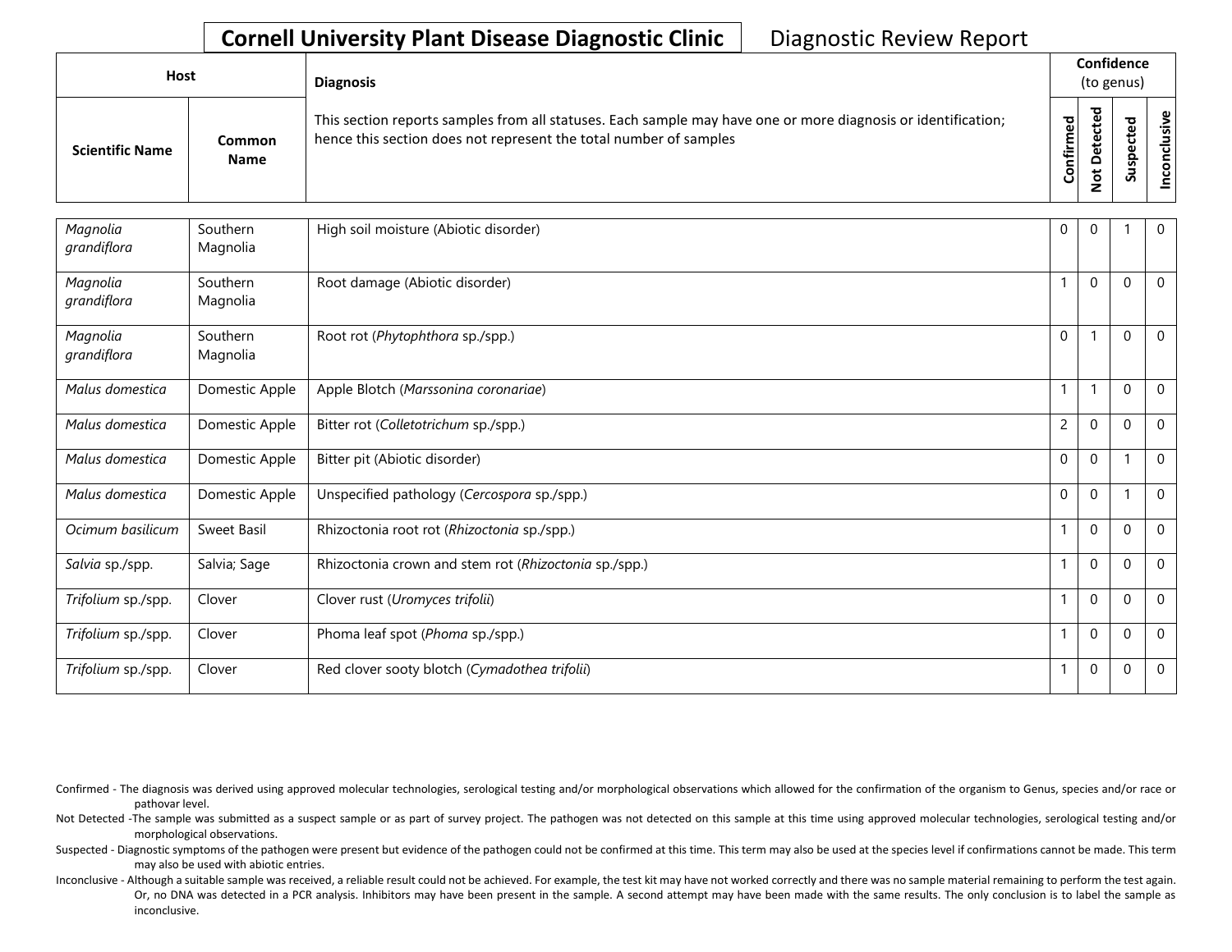**Cornell University Plant Disease Diagnostic Clinic** Diagnostic Review Report

| Host | | Diagnosis | Confidence (to genus) | | | |
|---|---|---|---|---|---|---|
| Scientific Name | Common Name | This section reports samples from all statuses. Each sample may have one or more diagnosis or identification; hence this section does not represent the total number of samples | Confirmed | Not Detected | Suspected | Inconclusive |
| *Magnolia grandiflora* | Southern Magnolia | High soil moisture (Abiotic disorder) | 0 | 0 | 1 | 0 |
| *Magnolia grandiflora* | Southern Magnolia | Root damage (Abiotic disorder) | 1 | 0 | 0 | 0 |
| *Magnolia grandiflora* | Southern Magnolia | Root rot (*Phytophthora* sp./spp.) | 0 | 1 | 0 | 0 |
| *Malus domestica* | Domestic Apple | Apple Blotch (*Marssonina coronariae*) | 1 | 1 | 0 | 0 |
| *Malus domestica* | Domestic Apple | Bitter rot (*Colletotrichum* sp./spp.) | 2 | 0 | 0 | 0 |
| *Malus domestica* | Domestic Apple | Bitter pit (Abiotic disorder) | 0 | 0 | 1 | 0 |
| *Malus domestica* | Domestic Apple | Unspecified pathology (*Cercospora* sp./spp.) | 0 | 0 | 1 | 0 |
| *Ocimum basilicum* | Sweet Basil | Rhizoctonia root rot (*Rhizoctonia* sp./spp.) | 1 | 0 | 0 | 0 |
| *Salvia* sp./spp. | Salvia; Sage | Rhizoctonia crown and stem rot (*Rhizoctonia* sp./spp.) | 1 | 0 | 0 | 0 |
| *Trifolium* sp./spp. | Clover | Clover rust (*Uromyces trifolii*) | 1 | 0 | 0 | 0 |
| *Trifolium* sp./spp. | Clover | Phoma leaf spot (*Phoma* sp./spp.) | 1 | 0 | 0 | 0 |
| *Trifolium* sp./spp. | Clover | Red clover sooty blotch (*Cymadothea trifolii*) | 1 | 0 | 0 | 0 |

Confirmed - The diagnosis was derived using approved molecular technologies, serological testing and/or morphological observations which allowed for the confirmation of the organism to Genus, species and/or race or pathovar level.

Not Detected -The sample was submitted as a suspect sample or as part of survey project. The pathogen was not detected on this sample at this time using approved molecular technologies, serological testing and/or morphological observations.

Suspected - Diagnostic symptoms of the pathogen were present but evidence of the pathogen could not be confirmed at this time. This term may also be used at the species level if confirmations cannot be made. This term may also be used with abiotic entries.

Inconclusive - Although a suitable sample was received, a reliable result could not be achieved. For example, the test kit may have not worked correctly and there was no sample material remaining to perform the test again. Or, no DNA was detected in a PCR analysis. Inhibitors may have been present in the sample. A second attempt may have been made with the same results. The only conclusion is to label the sample as inconclusive.